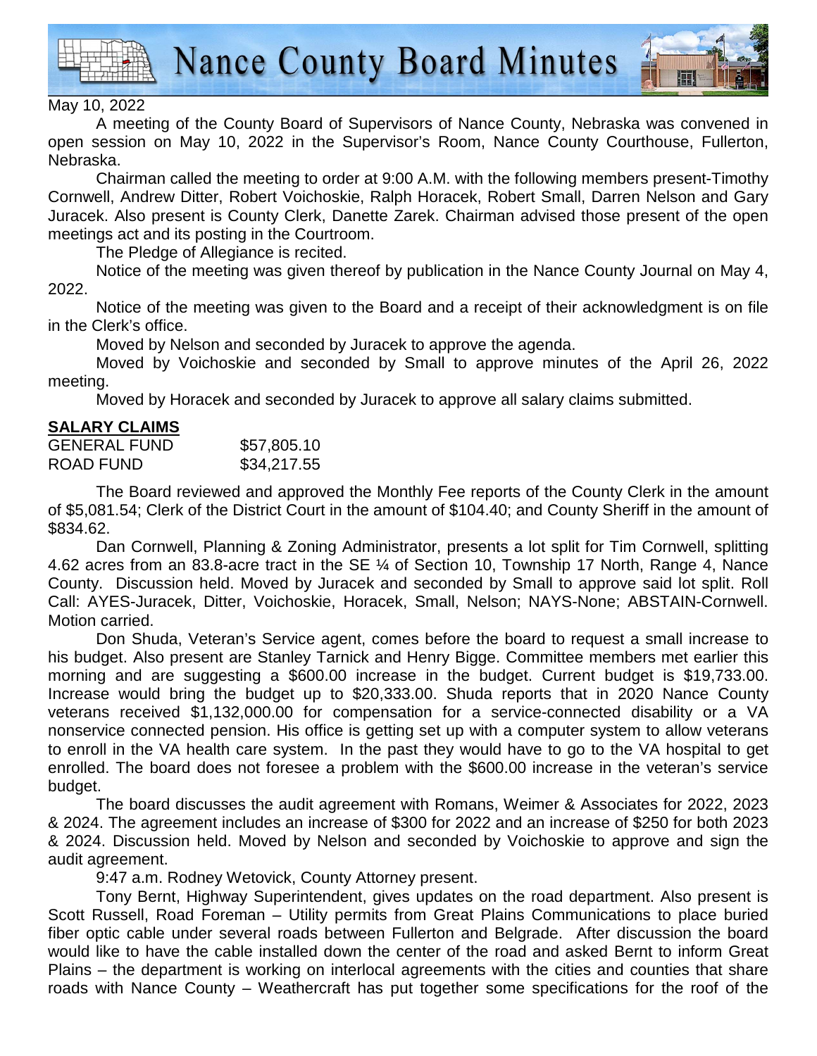# Nance County Board Minutes

May 10, 2022

A meeting of the County Board of Supervisors of Nance County, Nebraska was convened in open session on May 10, 2022 in the Supervisor's Room, Nance County Courthouse, Fullerton, Nebraska.

Chairman called the meeting to order at 9:00 A.M. with the following members present-Timothy Cornwell, Andrew Ditter, Robert Voichoskie, Ralph Horacek, Robert Small, Darren Nelson and Gary Juracek. Also present is County Clerk, Danette Zarek. Chairman advised those present of the open meetings act and its posting in the Courtroom.

The Pledge of Allegiance is recited.

Notice of the meeting was given thereof by publication in the Nance County Journal on May 4, 2022.

Notice of the meeting was given to the Board and a receipt of their acknowledgment is on file in the Clerk's office.

Moved by Nelson and seconded by Juracek to approve the agenda.

Moved by Voichoskie and seconded by Small to approve minutes of the April 26, 2022 meeting.

Moved by Horacek and seconded by Juracek to approve all salary claims submitted.

**SALARY CLAIMS**

| | |
|---|---|
| GENERAL FUND | $57,805.10 |
| ROAD FUND | $34,217.55 |

The Board reviewed and approved the Monthly Fee reports of the County Clerk in the amount of $5,081.54; Clerk of the District Court in the amount of $104.40; and County Sheriff in the amount of $834.62.

Dan Cornwell, Planning & Zoning Administrator, presents a lot split for Tim Cornwell, splitting 4.62 acres from an 83.8-acre tract in the SE ¼ of Section 10, Township 17 North, Range 4, Nance County. Discussion held. Moved by Juracek and seconded by Small to approve said lot split. Roll Call: AYES-Juracek, Ditter, Voichoskie, Horacek, Small, Nelson; NAYS-None; ABSTAIN-Cornwell. Motion carried.

Don Shuda, Veteran's Service agent, comes before the board to request a small increase to his budget. Also present are Stanley Tarnick and Henry Bigge. Committee members met earlier this morning and are suggesting a $600.00 increase in the budget. Current budget is $19,733.00. Increase would bring the budget up to $20,333.00. Shuda reports that in 2020 Nance County veterans received $1,132,000.00 for compensation for a service-connected disability or a VA nonservice connected pension. His office is getting set up with a computer system to allow veterans to enroll in the VA health care system. In the past they would have to go to the VA hospital to get enrolled. The board does not foresee a problem with the $600.00 increase in the veteran's service budget.

The board discusses the audit agreement with Romans, Weimer & Associates for 2022, 2023 & 2024. The agreement includes an increase of $300 for 2022 and an increase of $250 for both 2023 & 2024. Discussion held. Moved by Nelson and seconded by Voichoskie to approve and sign the audit agreement.

9:47 a.m. Rodney Wetovick, County Attorney present.

Tony Bernt, Highway Superintendent, gives updates on the road department. Also present is Scott Russell, Road Foreman – Utility permits from Great Plains Communications to place buried fiber optic cable under several roads between Fullerton and Belgrade. After discussion the board would like to have the cable installed down the center of the road and asked Bernt to inform Great Plains – the department is working on interlocal agreements with the cities and counties that share roads with Nance County – Weathercraft has put together some specifications for the roof of the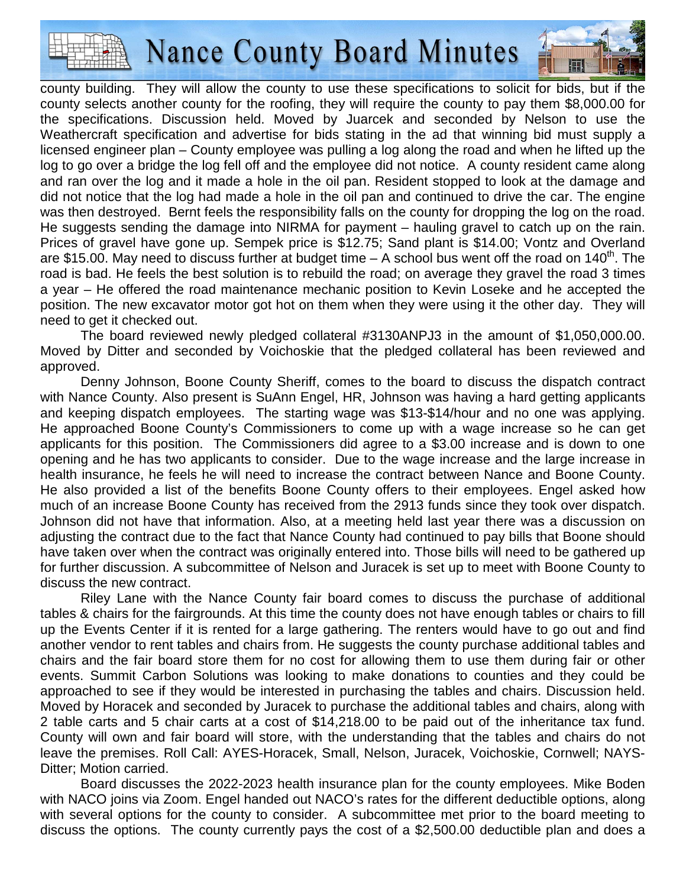county building. They will allow the county to use these specifications to solicit for bids, but if the county selects another county for the roofing, they will require the county to pay them $8,000.00 for the specifications. Discussion held. Moved by Juarcek and seconded by Nelson to use the Weathercraft specification and advertise for bids stating in the ad that winning bid must supply a licensed engineer plan – County employee was pulling a log along the road and when he lifted up the log to go over a bridge the log fell off and the employee did not notice. A county resident came along and ran over the log and it made a hole in the oil pan. Resident stopped to look at the damage and did not notice that the log had made a hole in the oil pan and continued to drive the car. The engine was then destroyed. Bernt feels the responsibility falls on the county for dropping the log on the road. He suggests sending the damage into NIRMA for payment – hauling gravel to catch up on the rain. Prices of gravel have gone up. Sempek price is $12.75; Sand plant is $14.00; Vontz and Overland are $15.00. May need to discuss further at budget time – A school bus went off the road on 140th. The road is bad. He feels the best solution is to rebuild the road; on average they gravel the road 3 times a year – He offered the road maintenance mechanic position to Kevin Loseke and he accepted the position. The new excavator motor got hot on them when they were using it the other day. They will need to get it checked out.

The board reviewed newly pledged collateral #3130ANPJ3 in the amount of $1,050,000.00. Moved by Ditter and seconded by Voichoskie that the pledged collateral has been reviewed and approved.

Denny Johnson, Boone County Sheriff, comes to the board to discuss the dispatch contract with Nance County. Also present is SuAnn Engel, HR, Johnson was having a hard getting applicants and keeping dispatch employees. The starting wage was $13-$14/hour and no one was applying. He approached Boone County's Commissioners to come up with a wage increase so he can get applicants for this position. The Commissioners did agree to a $3.00 increase and is down to one opening and he has two applicants to consider. Due to the wage increase and the large increase in health insurance, he feels he will need to increase the contract between Nance and Boone County. He also provided a list of the benefits Boone County offers to their employees. Engel asked how much of an increase Boone County has received from the 2913 funds since they took over dispatch. Johnson did not have that information. Also, at a meeting held last year there was a discussion on adjusting the contract due to the fact that Nance County had continued to pay bills that Boone should have taken over when the contract was originally entered into. Those bills will need to be gathered up for further discussion. A subcommittee of Nelson and Juracek is set up to meet with Boone County to discuss the new contract.

Riley Lane with the Nance County fair board comes to discuss the purchase of additional tables & chairs for the fairgrounds. At this time the county does not have enough tables or chairs to fill up the Events Center if it is rented for a large gathering. The renters would have to go out and find another vendor to rent tables and chairs from. He suggests the county purchase additional tables and chairs and the fair board store them for no cost for allowing them to use them during fair or other events. Summit Carbon Solutions was looking to make donations to counties and they could be approached to see if they would be interested in purchasing the tables and chairs. Discussion held. Moved by Horacek and seconded by Juracek to purchase the additional tables and chairs, along with 2 table carts and 5 chair carts at a cost of $14,218.00 to be paid out of the inheritance tax fund. County will own and fair board will store, with the understanding that the tables and chairs do not leave the premises. Roll Call: AYES-Horacek, Small, Nelson, Juracek, Voichoskie, Cornwell; NAYS-Ditter; Motion carried.

Board discusses the 2022-2023 health insurance plan for the county employees. Mike Boden with NACO joins via Zoom. Engel handed out NACO's rates for the different deductible options, along with several options for the county to consider. A subcommittee met prior to the board meeting to discuss the options. The county currently pays the cost of a $2,500.00 deductible plan and does a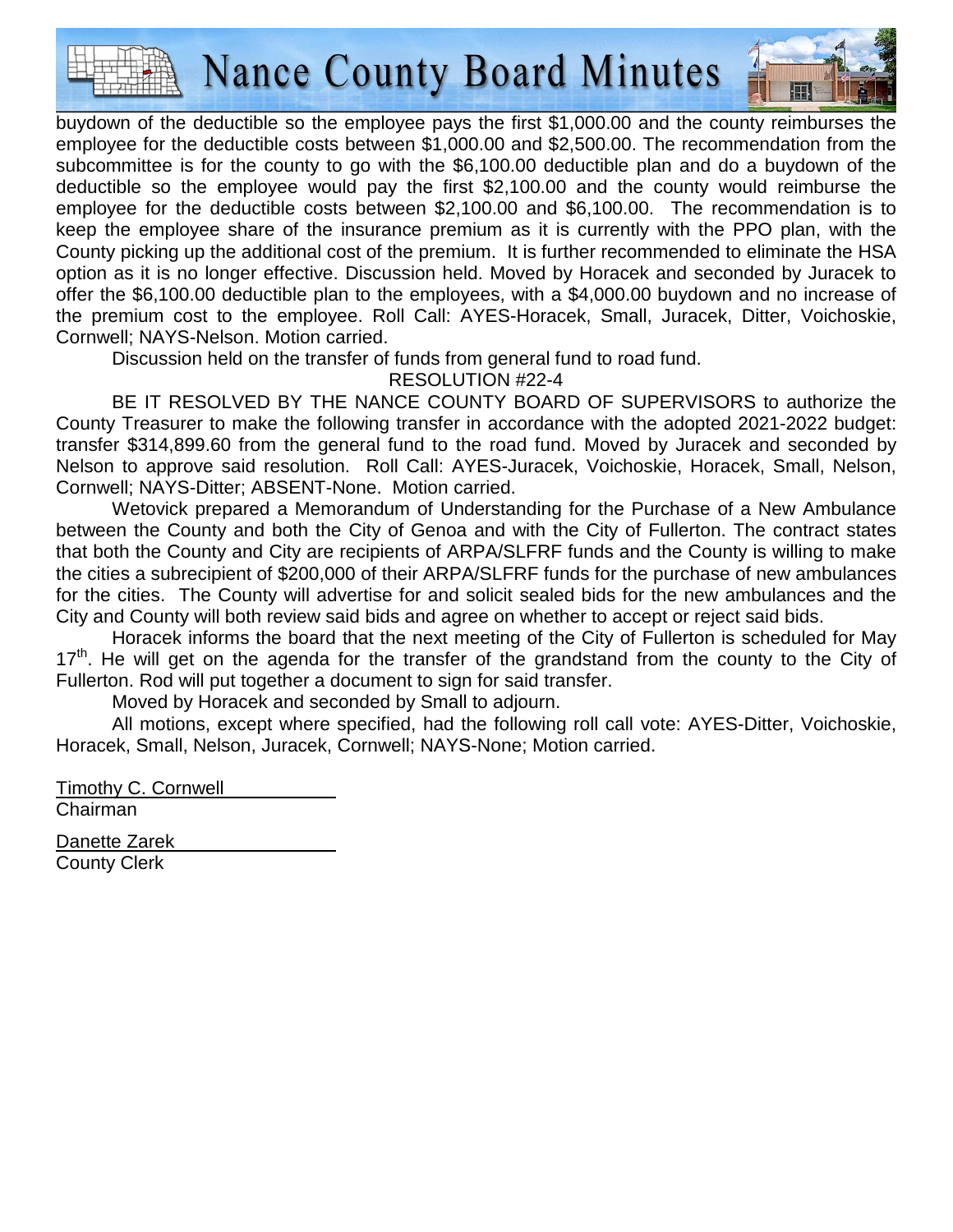buydown of the deductible so the employee pays the first $1,000.00 and the county reimburses the employee for the deductible costs between $1,000.00 and $2,500.00. The recommendation from the subcommittee is for the county to go with the $6,100.00 deductible plan and do a buydown of the deductible so the employee would pay the first $2,100.00 and the county would reimburse the employee for the deductible costs between $2,100.00 and $6,100.00. The recommendation is to keep the employee share of the insurance premium as it is currently with the PPO plan, with the County picking up the additional cost of the premium. It is further recommended to eliminate the HSA option as it is no longer effective. Discussion held. Moved by Horacek and seconded by Juracek to offer the $6,100.00 deductible plan to the employees, with a $4,000.00 buydown and no increase of the premium cost to the employee. Roll Call: AYES-Horacek, Small, Juracek, Ditter, Voichoskie, Cornwell; NAYS-Nelson. Motion carried.

Discussion held on the transfer of funds from general fund to road fund.

RESOLUTION #22-4

BE IT RESOLVED BY THE NANCE COUNTY BOARD OF SUPERVISORS to authorize the County Treasurer to make the following transfer in accordance with the adopted 2021-2022 budget: transfer $314,899.60 from the general fund to the road fund. Moved by Juracek and seconded by Nelson to approve said resolution. Roll Call: AYES-Juracek, Voichoskie, Horacek, Small, Nelson, Cornwell; NAYS-Ditter; ABSENT-None. Motion carried.

Wetovick prepared a Memorandum of Understanding for the Purchase of a New Ambulance between the County and both the City of Genoa and with the City of Fullerton. The contract states that both the County and City are recipients of ARPA/SLFRF funds and the County is willing to make the cities a subrecipient of $200,000 of their ARPA/SLFRF funds for the purchase of new ambulances for the cities. The County will advertise for and solicit sealed bids for the new ambulances and the City and County will both review said bids and agree on whether to accept or reject said bids.

Horacek informs the board that the next meeting of the City of Fullerton is scheduled for May 17th. He will get on the agenda for the transfer of the grandstand from the county to the City of Fullerton. Rod will put together a document to sign for said transfer.

Moved by Horacek and seconded by Small to adjourn.

All motions, except where specified, had the following roll call vote: AYES-Ditter, Voichoskie, Horacek, Small, Nelson, Juracek, Cornwell; NAYS-None; Motion carried.

Timothy C. Cornwell
Chairman

Danette Zarek
County Clerk